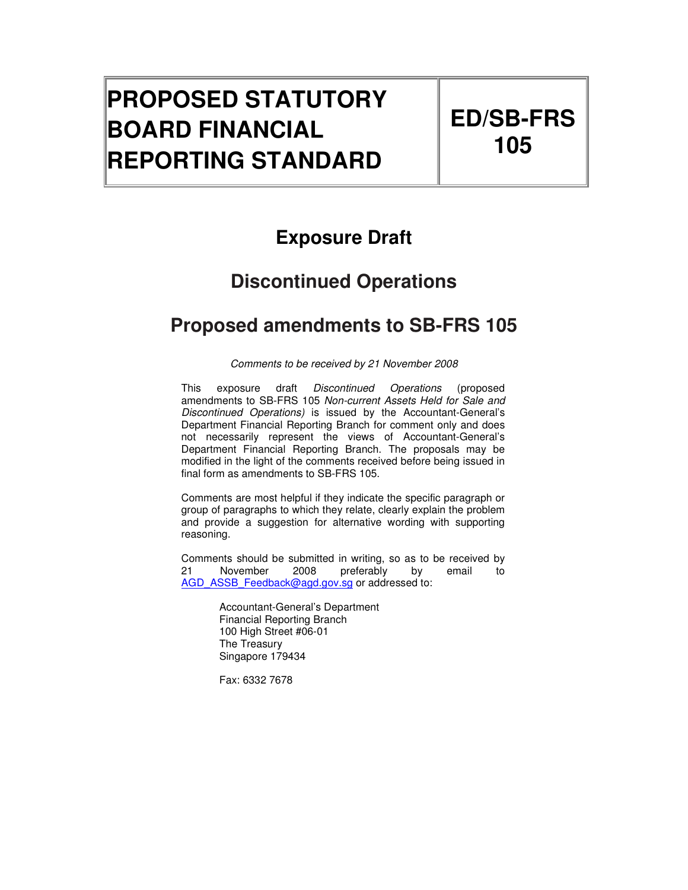| PROPOSED STATUTORY BOARD FINANCIAL REPORTING STANDARD | ED/SB-FRS 105 |
|---|---|

## Exposure Draft

## Discontinued Operations

## Proposed amendments to SB-FRS 105

*Comments to be received by 21 November 2008*

This exposure draft *Discontinued Operations* (proposed amendments to SB-FRS 105 *Non-current Assets Held for Sale and Discontinued Operations)* is issued by the Accountant-General's Department Financial Reporting Branch for comment only and does not necessarily represent the views of Accountant-General's Department Financial Reporting Branch. The proposals may be modified in the light of the comments received before being issued in final form as amendments to SB-FRS 105.

Comments are most helpful if they indicate the specific paragraph or group of paragraphs to which they relate, clearly explain the problem and provide a suggestion for alternative wording with supporting reasoning.

Comments should be submitted in writing, so as to be received by 21 November 2008 preferably by email to AGD_ASSB_Feedback@agd.gov.sg or addressed to:

Accountant-General's Department
Financial Reporting Branch
100 High Street #06-01
The Treasury
Singapore 179434

Fax: 6332 7678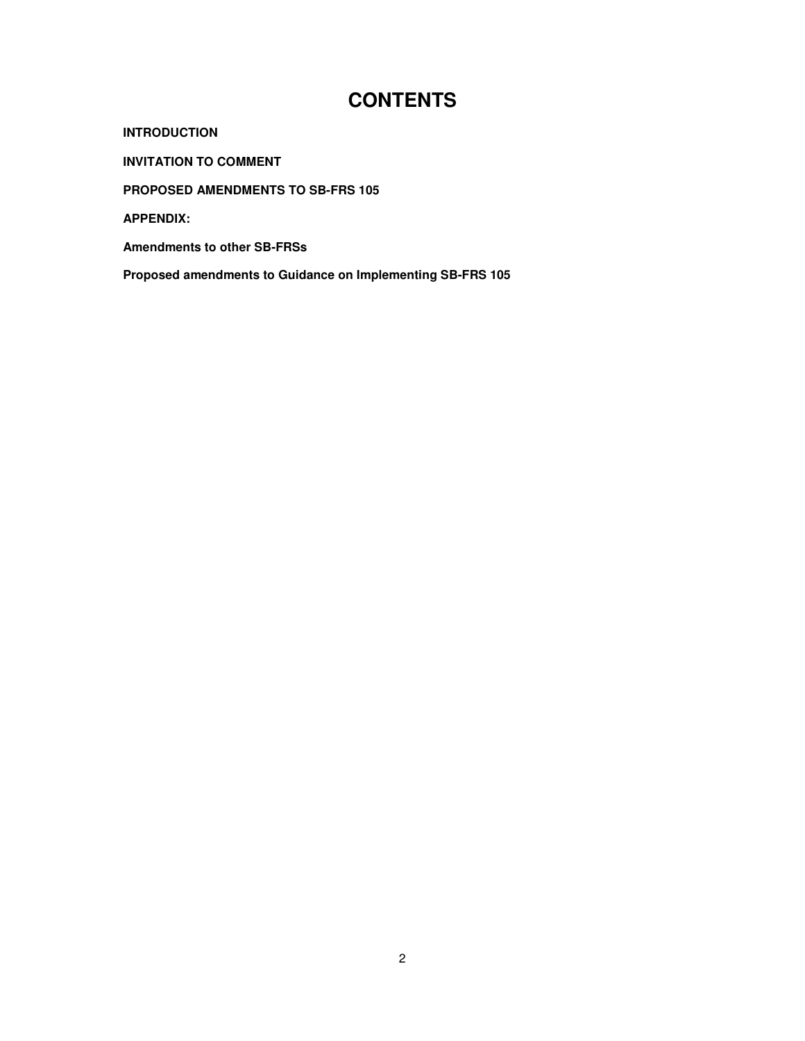# CONTENTS

**INTRODUCTION**

**INVITATION TO COMMENT**

**PROPOSED AMENDMENTS TO SB-FRS 105**

**APPENDIX:**

**Amendments to other SB-FRSs**

**Proposed amendments to Guidance on Implementing SB-FRS 105**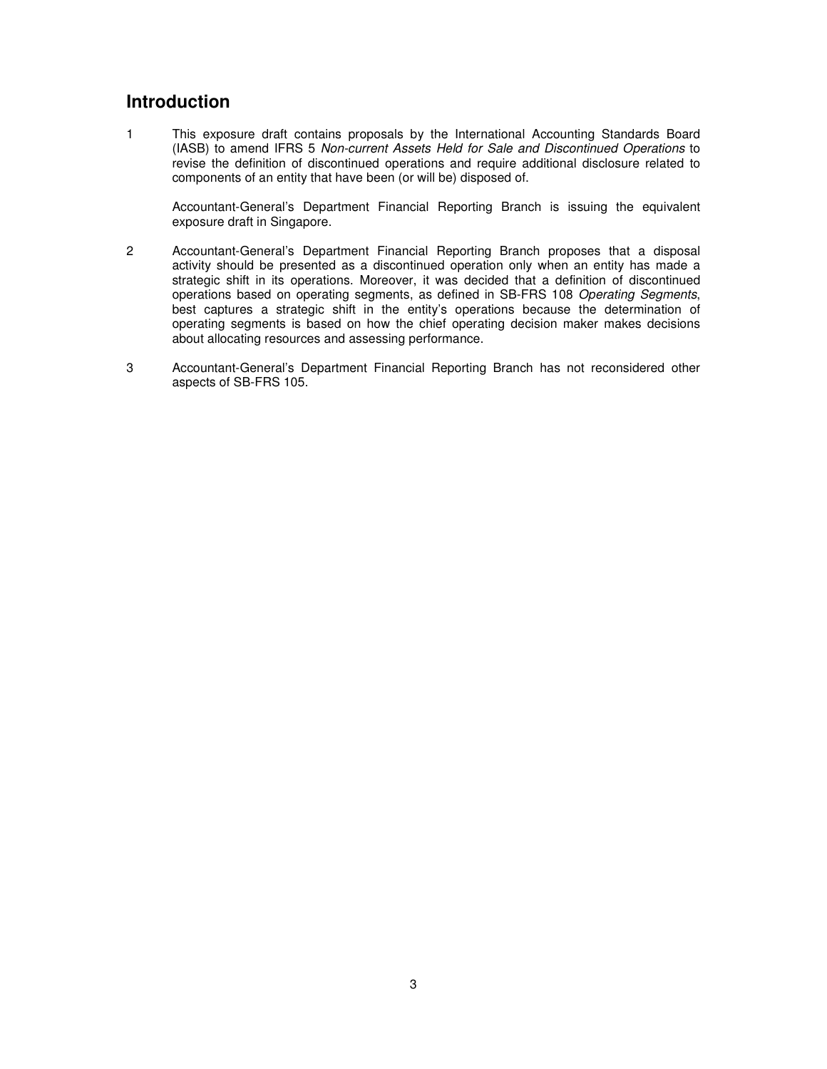## Introduction

1 This exposure draft contains proposals by the International Accounting Standards Board (IASB) to amend IFRS 5 *Non-current Assets Held for Sale and Discontinued Operations* to revise the definition of discontinued operations and require additional disclosure related to components of an entity that have been (or will be) disposed of.

Accountant-General's Department Financial Reporting Branch is issuing the equivalent exposure draft in Singapore.

2 Accountant-General's Department Financial Reporting Branch proposes that a disposal activity should be presented as a discontinued operation only when an entity has made a strategic shift in its operations. Moreover, it was decided that a definition of discontinued operations based on operating segments, as defined in SB-FRS 108 *Operating Segments*, best captures a strategic shift in the entity's operations because the determination of operating segments is based on how the chief operating decision maker makes decisions about allocating resources and assessing performance.

3 Accountant-General's Department Financial Reporting Branch has not reconsidered other aspects of SB-FRS 105.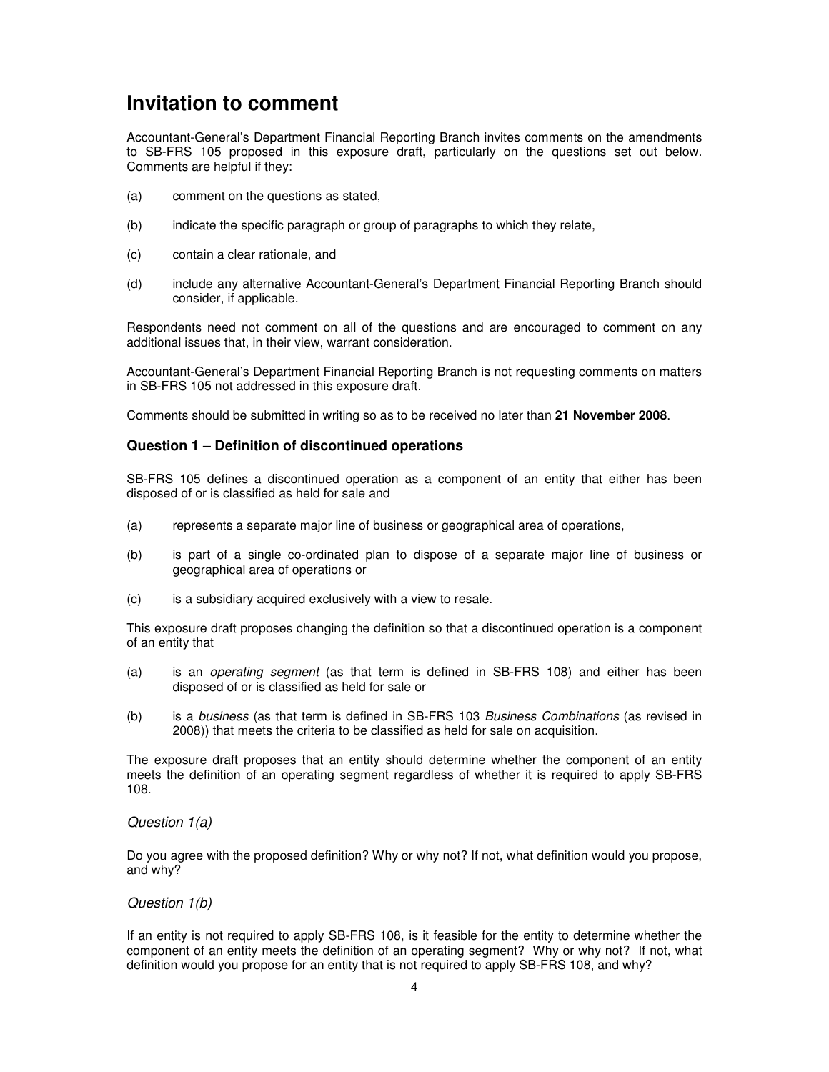# Invitation to comment

Accountant-General's Department Financial Reporting Branch invites comments on the amendments to SB-FRS 105 proposed in this exposure draft, particularly on the questions set out below. Comments are helpful if they:

(a) comment on the questions as stated,

(b) indicate the specific paragraph or group of paragraphs to which they relate,

(c) contain a clear rationale, and

(d) include any alternative Accountant-General's Department Financial Reporting Branch should consider, if applicable.

Respondents need not comment on all of the questions and are encouraged to comment on any additional issues that, in their view, warrant consideration.

Accountant-General's Department Financial Reporting Branch is not requesting comments on matters in SB-FRS 105 not addressed in this exposure draft.

Comments should be submitted in writing so as to be received no later than **21 November 2008**.

### Question 1 – Definition of discontinued operations

SB-FRS 105 defines a discontinued operation as a component of an entity that either has been disposed of or is classified as held for sale and

(a) represents a separate major line of business or geographical area of operations,

(b) is part of a single co-ordinated plan to dispose of a separate major line of business or geographical area of operations or

(c) is a subsidiary acquired exclusively with a view to resale.

This exposure draft proposes changing the definition so that a discontinued operation is a component of an entity that

(a) is an *operating segment* (as that term is defined in SB-FRS 108) and either has been disposed of or is classified as held for sale or

(b) is a *business* (as that term is defined in SB-FRS 103 *Business Combinations* (as revised in 2008)) that meets the criteria to be classified as held for sale on acquisition.

The exposure draft proposes that an entity should determine whether the component of an entity meets the definition of an operating segment regardless of whether it is required to apply SB-FRS 108.

*Question 1(a)*

Do you agree with the proposed definition? Why or why not? If not, what definition would you propose, and why?

*Question 1(b)*

If an entity is not required to apply SB-FRS 108, is it feasible for the entity to determine whether the component of an entity meets the definition of an operating segment? Why or why not? If not, what definition would you propose for an entity that is not required to apply SB-FRS 108, and why?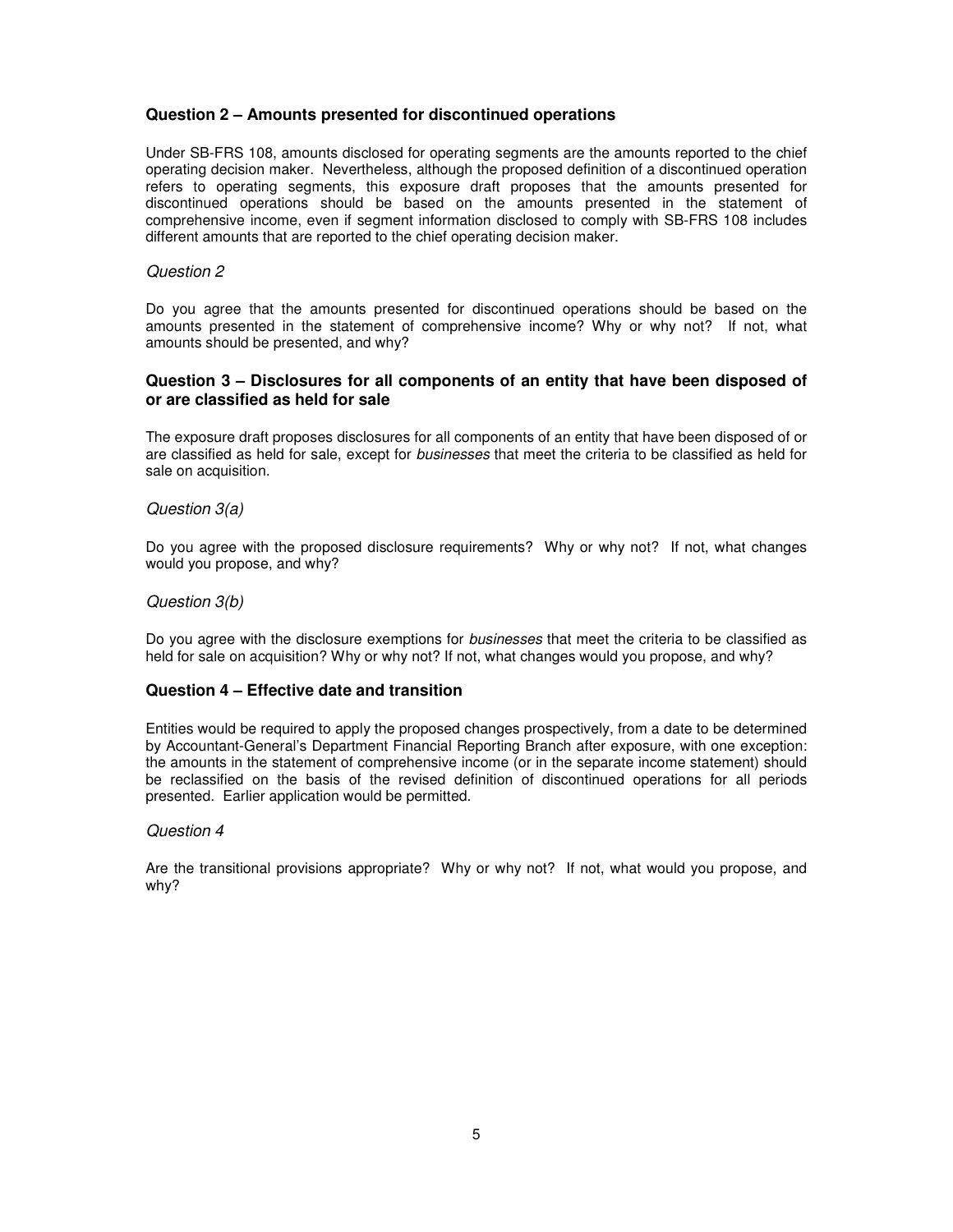### Question 2 – Amounts presented for discontinued operations

Under SB-FRS 108, amounts disclosed for operating segments are the amounts reported to the chief operating decision maker. Nevertheless, although the proposed definition of a discontinued operation refers to operating segments, this exposure draft proposes that the amounts presented for discontinued operations should be based on the amounts presented in the statement of comprehensive income, even if segment information disclosed to comply with SB-FRS 108 includes different amounts that are reported to the chief operating decision maker.

*Question 2*

Do you agree that the amounts presented for discontinued operations should be based on the amounts presented in the statement of comprehensive income? Why or why not? If not, what amounts should be presented, and why?

### Question 3 – Disclosures for all components of an entity that have been disposed of or are classified as held for sale

The exposure draft proposes disclosures for all components of an entity that have been disposed of or are classified as held for sale, except for *businesses* that meet the criteria to be classified as held for sale on acquisition.

*Question 3(a)*

Do you agree with the proposed disclosure requirements? Why or why not? If not, what changes would you propose, and why?

*Question 3(b)*

Do you agree with the disclosure exemptions for *businesses* that meet the criteria to be classified as held for sale on acquisition? Why or why not? If not, what changes would you propose, and why?

### Question 4 – Effective date and transition

Entities would be required to apply the proposed changes prospectively, from a date to be determined by Accountant-General's Department Financial Reporting Branch after exposure, with one exception: the amounts in the statement of comprehensive income (or in the separate income statement) should be reclassified on the basis of the revised definition of discontinued operations for all periods presented. Earlier application would be permitted.

*Question 4*

Are the transitional provisions appropriate? Why or why not? If not, what would you propose, and why?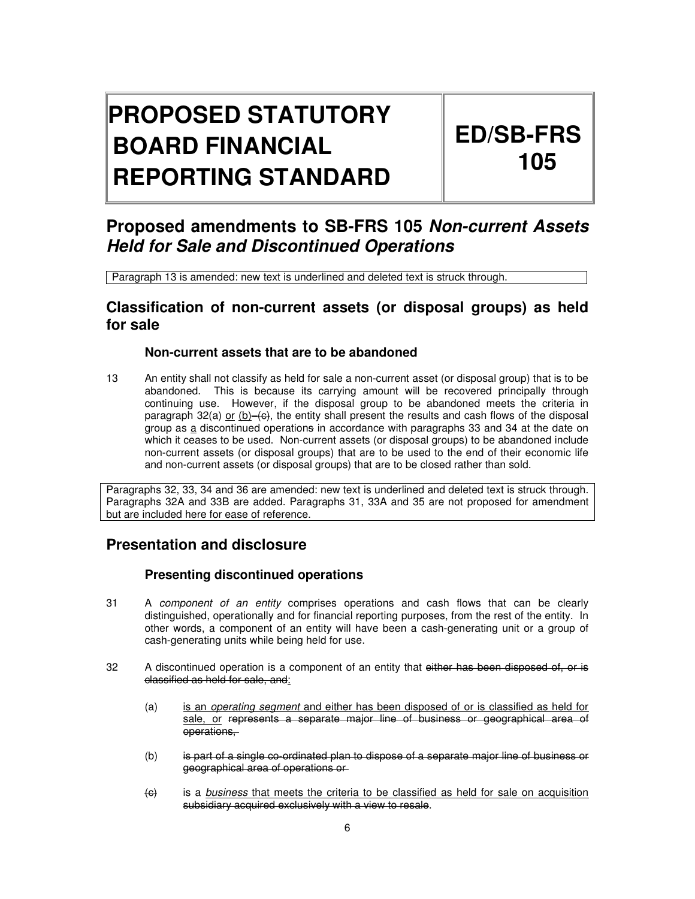# PROPOSED STATUTORY BOARD FINANCIAL REPORTING STANDARD

# ED/SB-FRS 105

## Proposed amendments to SB-FRS 105 *Non-current Assets Held for Sale and Discontinued Operations*

Paragraph 13 is amended: new text is underlined and deleted text is struck through.

## Classification of non-current assets (or disposal groups) as held for sale

### Non-current assets that are to be abandoned

13 An entity shall not classify as held for sale a non-current asset (or disposal group) that is to be abandoned. This is because its carrying amount will be recovered principally through continuing use. However, if the disposal group to be abandoned meets the criteria in paragraph 32(a) <u>or (b)</u>~~–(c)~~, the entity shall present the results and cash flows of the disposal group as <u>a</u> discontinued operation~~s~~ in accordance with paragraphs 33 and 34 at the date on which it ceases to be used. Non-current assets (or disposal groups) to be abandoned include non-current assets (or disposal groups) that are to be used to the end of their economic life and non-current assets (or disposal groups) that are to be closed rather than sold.

Paragraphs 32, 33, 34 and 36 are amended: new text is underlined and deleted text is struck through. Paragraphs 32A and 33B are added. Paragraphs 31, 33A and 35 are not proposed for amendment but are included here for ease of reference.

## Presentation and disclosure

### Presenting discontinued operations

31 A *component of an entity* comprises operations and cash flows that can be clearly distinguished, operationally and for financial reporting purposes, from the rest of the entity. In other words, a component of an entity will have been a cash-generating unit or a group of cash-generating units while being held for use.

32 A discontinued operation is a component of an entity that ~~either has been disposed of, or is classified as held for sale, and~~<u>:</u>

(a) <u>is an *operating segment* and either has been disposed of or is classified as held for sale, or</u> ~~represents a separate major line of business or geographical area of operations,~~

(b) ~~is part of a single co-ordinated plan to dispose of a separate major line of business or geographical area of operations or~~

~~(c)~~ is a <u>*business* that meets the criteria to be classified as held for sale on acquisition</u> ~~subsidiary acquired exclusively with a view to resale~~.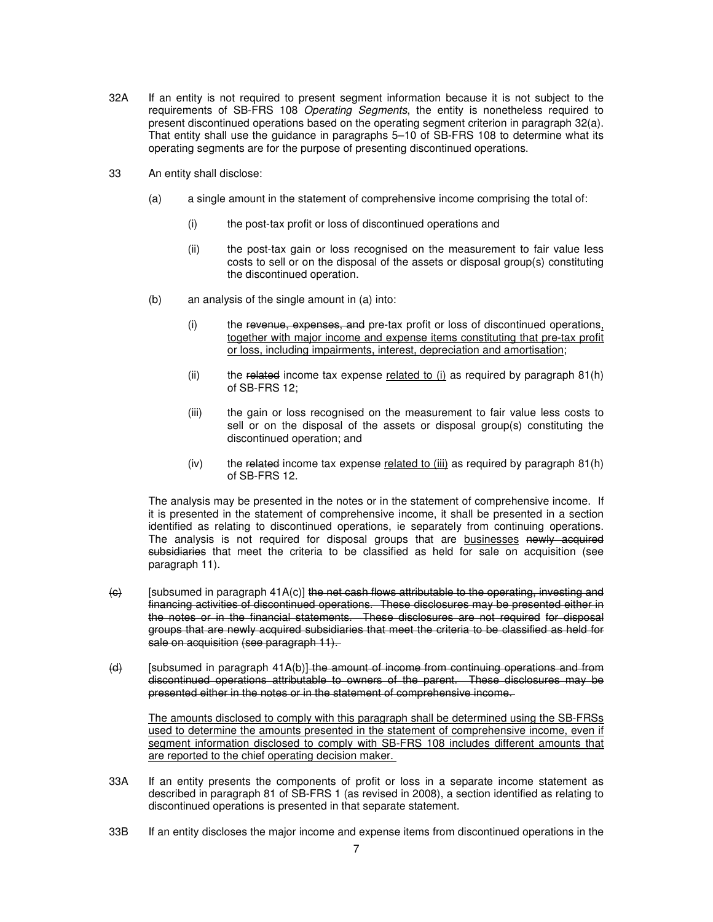32A If an entity is not required to present segment information because it is not subject to the requirements of SB-FRS 108 *Operating Segments*, the entity is nonetheless required to present discontinued operations based on the operating segment criterion in paragraph 32(a). That entity shall use the guidance in paragraphs 5–10 of SB-FRS 108 to determine what its operating segments are for the purpose of presenting discontinued operations.

33 An entity shall disclose:

(a) a single amount in the statement of comprehensive income comprising the total of:

(i) the post-tax profit or loss of discontinued operations and

(ii) the post-tax gain or loss recognised on the measurement to fair value less costs to sell or on the disposal of the assets or disposal group(s) constituting the discontinued operation.

(b) an analysis of the single amount in (a) into:

(i) the ~~revenue, expenses, and~~ pre-tax profit or loss of discontinued operations, <u>together with major income and expense items constituting that pre-tax profit or loss, including impairments, interest, depreciation and amortisation</u>;

(ii) the ~~related~~ income tax expense <u>related to (i)</u> as required by paragraph 81(h) of SB-FRS 12;

(iii) the gain or loss recognised on the measurement to fair value less costs to sell or on the disposal of the assets or disposal group(s) constituting the discontinued operation; and

(iv) the ~~related~~ income tax expense <u>related to (iii)</u> as required by paragraph 81(h) of SB-FRS 12.

The analysis may be presented in the notes or in the statement of comprehensive income. If it is presented in the statement of comprehensive income, it shall be presented in a section identified as relating to discontinued operations, ie separately from continuing operations. The analysis is not required for disposal groups that are <u>businesses</u> ~~newly acquired subsidiaries~~ that meet the criteria to be classified as held for sale on acquisition (see paragraph 11).

~~(c)~~ [subsumed in paragraph 41A(c)] ~~the net cash flows attributable to the operating, investing and financing activities of discontinued operations. These disclosures may be presented either in the notes or in the financial statements. These disclosures are not required for disposal groups that are newly acquired subsidiaries that meet the criteria to be classified as held for sale on acquisition (see paragraph 11).~~

~~(d)~~ [subsumed in paragraph 41A(b)] ~~the amount of income from continuing operations and from discontinued operations attributable to owners of the parent. These disclosures may be presented either in the notes or in the statement of comprehensive income.~~

<u>The amounts disclosed to comply with this paragraph shall be determined using the SB-FRSs used to determine the amounts presented in the statement of comprehensive income, even if segment information disclosed to comply with SB-FRS 108 includes different amounts that are reported to the chief operating decision maker.</u>

33A If an entity presents the components of profit or loss in a separate income statement as described in paragraph 81 of SB-FRS 1 (as revised in 2008), a section identified as relating to discontinued operations is presented in that separate statement.

33B If an entity discloses the major income and expense items from discontinued operations in the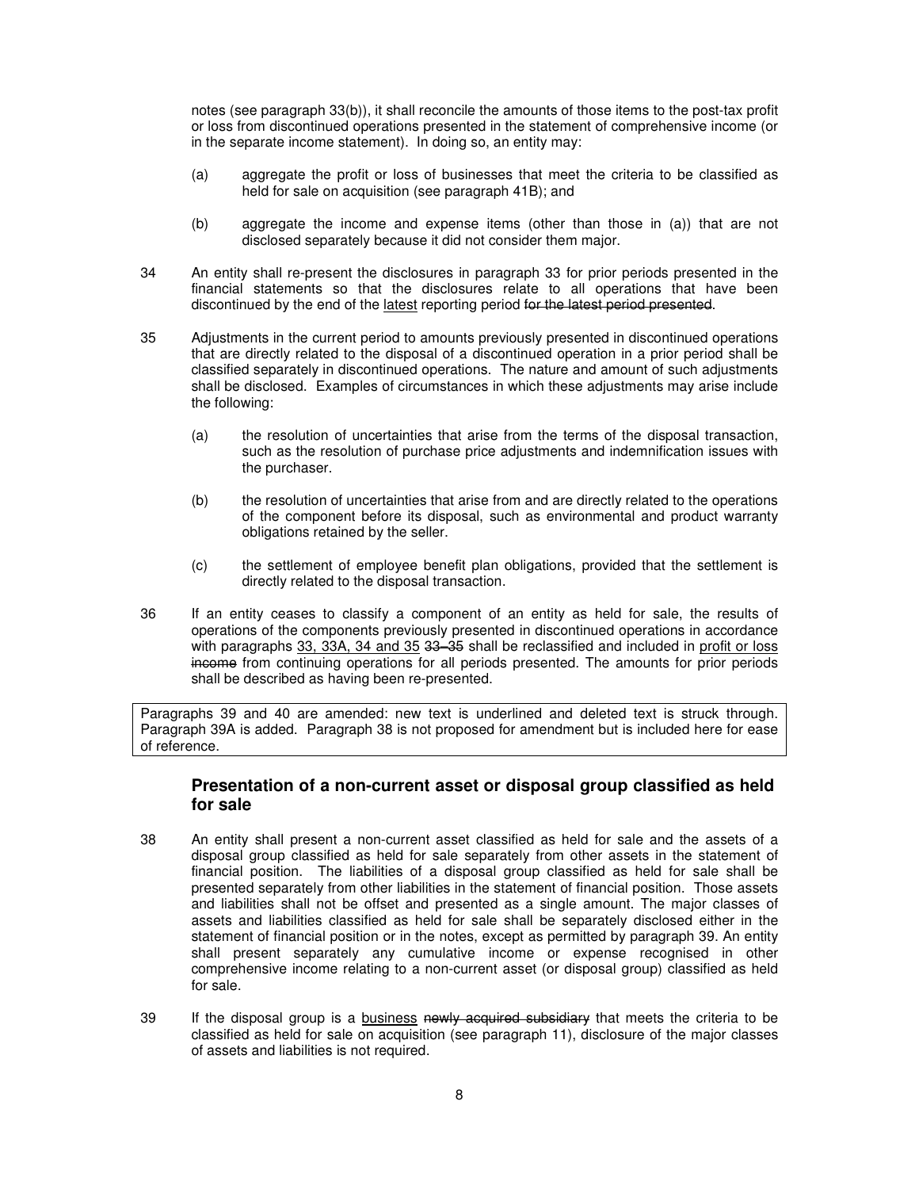notes (see paragraph 33(b)), it shall reconcile the amounts of those items to the post-tax profit or loss from discontinued operations presented in the statement of comprehensive income (or in the separate income statement). In doing so, an entity may:

(a) aggregate the profit or loss of businesses that meet the criteria to be classified as held for sale on acquisition (see paragraph 41B); and

(b) aggregate the income and expense items (other than those in (a)) that are not disclosed separately because it did not consider them major.

34 An entity shall re-present the disclosures in paragraph 33 for prior periods presented in the financial statements so that the disclosures relate to all operations that have been discontinued by the end of the <u>latest</u> reporting period ~~for the latest period presented~~.

35 Adjustments in the current period to amounts previously presented in discontinued operations that are directly related to the disposal of a discontinued operation in a prior period shall be classified separately in discontinued operations. The nature and amount of such adjustments shall be disclosed. Examples of circumstances in which these adjustments may arise include the following:

(a) the resolution of uncertainties that arise from the terms of the disposal transaction, such as the resolution of purchase price adjustments and indemnification issues with the purchaser.

(b) the resolution of uncertainties that arise from and are directly related to the operations of the component before its disposal, such as environmental and product warranty obligations retained by the seller.

(c) the settlement of employee benefit plan obligations, provided that the settlement is directly related to the disposal transaction.

36 If an entity ceases to classify a component of an entity as held for sale, the results of operations of the components previously presented in discontinued operations in accordance with paragraphs <u>33, 33A, 34 and 35</u> ~~33–35~~ shall be reclassified and included in <u>profit or loss</u> ~~income~~ from continuing operations for all periods presented. The amounts for prior periods shall be described as having been re-presented.

Paragraphs 39 and 40 are amended: new text is underlined and deleted text is struck through. Paragraph 39A is added. Paragraph 38 is not proposed for amendment but is included here for ease of reference.

### Presentation of a non-current asset or disposal group classified as held for sale

38 An entity shall present a non-current asset classified as held for sale and the assets of a disposal group classified as held for sale separately from other assets in the statement of financial position. The liabilities of a disposal group classified as held for sale shall be presented separately from other liabilities in the statement of financial position. Those assets and liabilities shall not be offset and presented as a single amount. The major classes of assets and liabilities classified as held for sale shall be separately disclosed either in the statement of financial position or in the notes, except as permitted by paragraph 39. An entity shall present separately any cumulative income or expense recognised in other comprehensive income relating to a non-current asset (or disposal group) classified as held for sale.

39 If the disposal group is a <u>business</u> ~~newly acquired subsidiary~~ that meets the criteria to be classified as held for sale on acquisition (see paragraph 11), disclosure of the major classes of assets and liabilities is not required.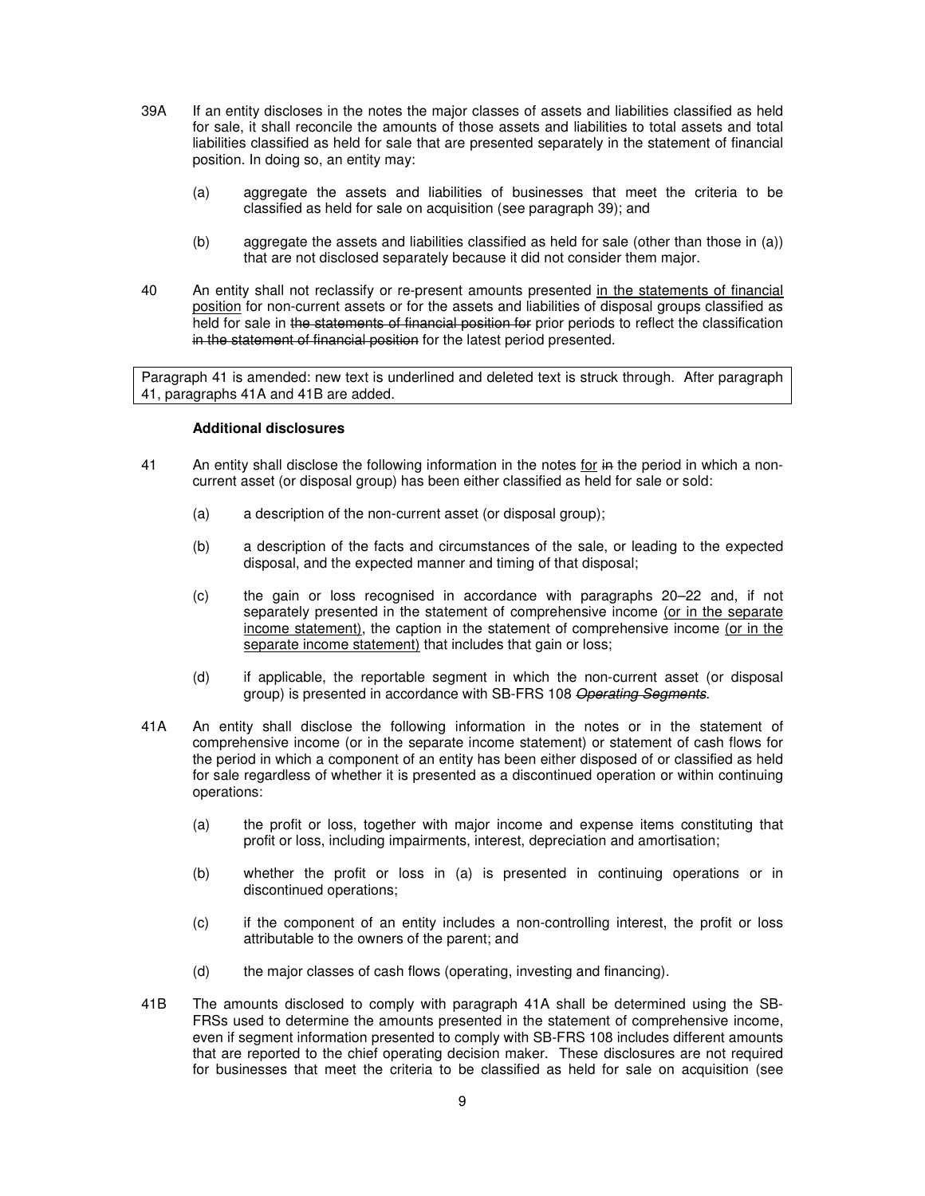39A If an entity discloses in the notes the major classes of assets and liabilities classified as held for sale, it shall reconcile the amounts of those assets and liabilities to total assets and total liabilities classified as held for sale that are presented separately in the statement of financial position. In doing so, an entity may:

(a) aggregate the assets and liabilities of businesses that meet the criteria to be classified as held for sale on acquisition (see paragraph 39); and

(b) aggregate the assets and liabilities classified as held for sale (other than those in (a)) that are not disclosed separately because it did not consider them major.

40 An entity shall not reclassify or re-present amounts presented <u>in the statements of financial position</u> for non-current assets or for the assets and liabilities of disposal groups classified as held for sale in ~~the statements of financial position for~~ prior periods to reflect the classification ~~in the statement of financial position~~ for the latest period presented.

Paragraph 41 is amended: new text is underlined and deleted text is struck through. After paragraph 41, paragraphs 41A and 41B are added.

**Additional disclosures**

41 An entity shall disclose the following information in the notes <u>for</u> ~~in~~ the period in which a non-current asset (or disposal group) has been either classified as held for sale or sold:

(a) a description of the non-current asset (or disposal group);

(b) a description of the facts and circumstances of the sale, or leading to the expected disposal, and the expected manner and timing of that disposal;

(c) the gain or loss recognised in accordance with paragraphs 20–22 and, if not separately presented in the statement of comprehensive income <u>(or in the separate income statement)</u>, the caption in the statement of comprehensive income <u>(or in the separate income statement)</u> that includes that gain or loss;

(d) if applicable, the reportable segment in which the non-current asset (or disposal group) is presented in accordance with SB-FRS 108 ~~*Operating Segments*~~.

41A An entity shall disclose the following information in the notes or in the statement of comprehensive income (or in the separate income statement) or statement of cash flows for the period in which a component of an entity has been either disposed of or classified as held for sale regardless of whether it is presented as a discontinued operation or within continuing operations:

(a) the profit or loss, together with major income and expense items constituting that profit or loss, including impairments, interest, depreciation and amortisation;

(b) whether the profit or loss in (a) is presented in continuing operations or in discontinued operations;

(c) if the component of an entity includes a non-controlling interest, the profit or loss attributable to the owners of the parent; and

(d) the major classes of cash flows (operating, investing and financing).

41B The amounts disclosed to comply with paragraph 41A shall be determined using the SB-FRSs used to determine the amounts presented in the statement of comprehensive income, even if segment information presented to comply with SB-FRS 108 includes different amounts that are reported to the chief operating decision maker. These disclosures are not required for businesses that meet the criteria to be classified as held for sale on acquisition (see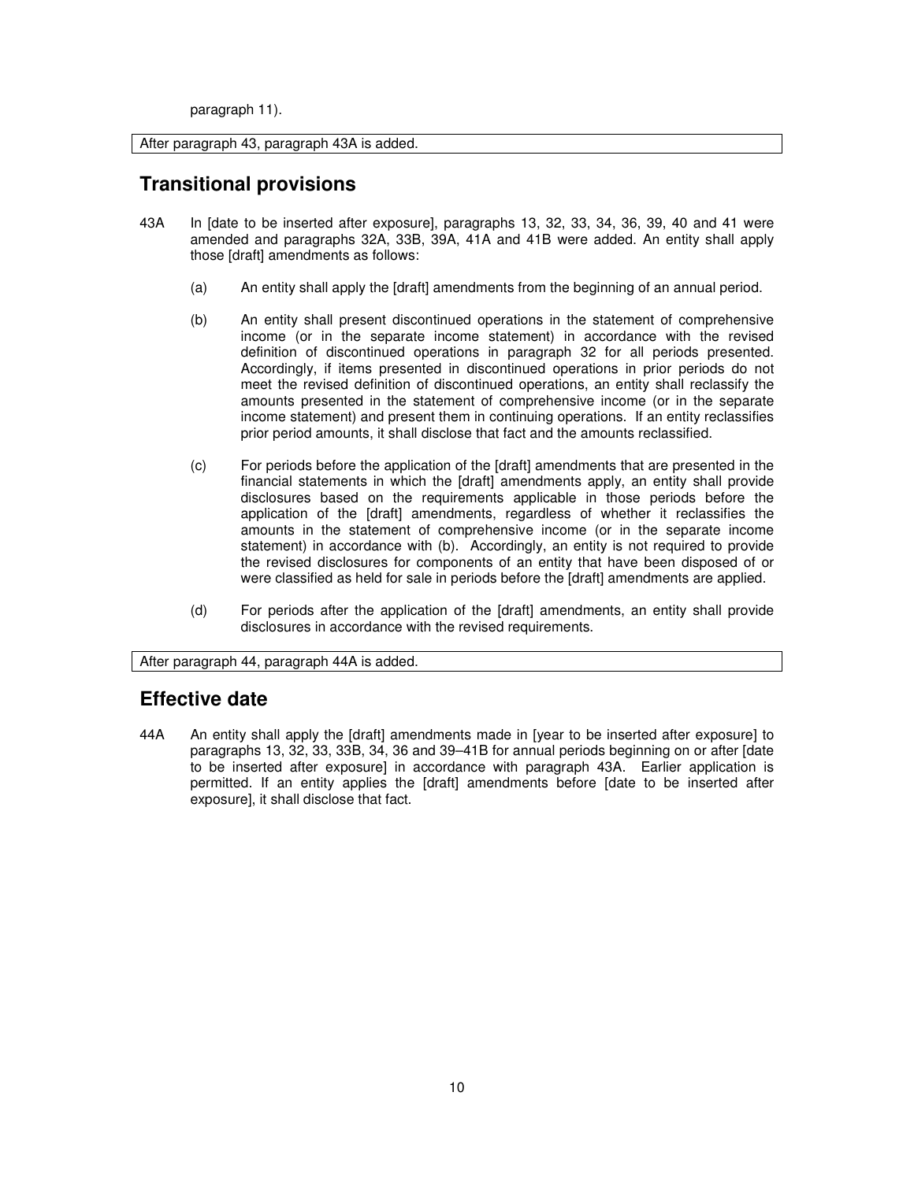paragraph 11).

After paragraph 43, paragraph 43A is added.

## Transitional provisions

43A In [date to be inserted after exposure], paragraphs 13, 32, 33, 34, 36, 39, 40 and 41 were amended and paragraphs 32A, 33B, 39A, 41A and 41B were added. An entity shall apply those [draft] amendments as follows:

(a) An entity shall apply the [draft] amendments from the beginning of an annual period.

(b) An entity shall present discontinued operations in the statement of comprehensive income (or in the separate income statement) in accordance with the revised definition of discontinued operations in paragraph 32 for all periods presented. Accordingly, if items presented in discontinued operations in prior periods do not meet the revised definition of discontinued operations, an entity shall reclassify the amounts presented in the statement of comprehensive income (or in the separate income statement) and present them in continuing operations. If an entity reclassifies prior period amounts, it shall disclose that fact and the amounts reclassified.

(c) For periods before the application of the [draft] amendments that are presented in the financial statements in which the [draft] amendments apply, an entity shall provide disclosures based on the requirements applicable in those periods before the application of the [draft] amendments, regardless of whether it reclassifies the amounts in the statement of comprehensive income (or in the separate income statement) in accordance with (b). Accordingly, an entity is not required to provide the revised disclosures for components of an entity that have been disposed of or were classified as held for sale in periods before the [draft] amendments are applied.

(d) For periods after the application of the [draft] amendments, an entity shall provide disclosures in accordance with the revised requirements.

After paragraph 44, paragraph 44A is added.

## Effective date

44A An entity shall apply the [draft] amendments made in [year to be inserted after exposure] to paragraphs 13, 32, 33, 33B, 34, 36 and 39–41B for annual periods beginning on or after [date to be inserted after exposure] in accordance with paragraph 43A. Earlier application is permitted. If an entity applies the [draft] amendments before [date to be inserted after exposure], it shall disclose that fact.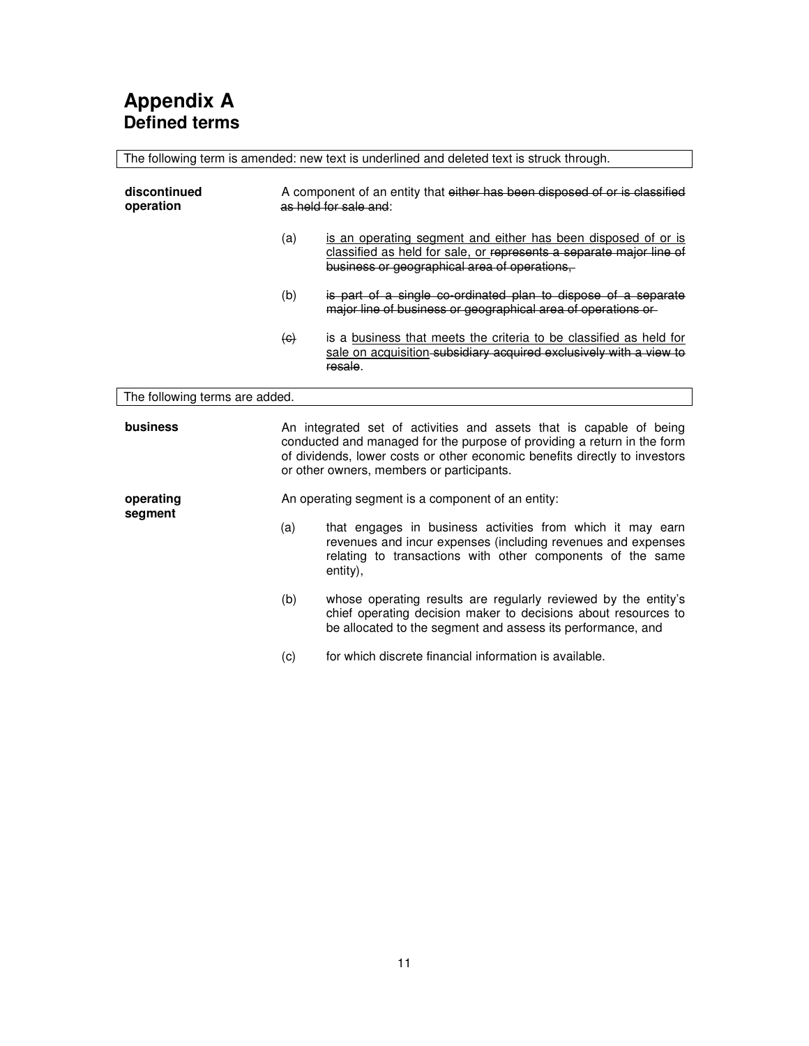# Appendix A
## Defined terms

The following term is amended: new text is underlined and deleted text is struck through.

**discontinued operation**

A component of an entity that ~~either has been disposed of or is classified as held for sale and~~:

(a) <u>is an operating segment and either has been disposed of or is classified as held for sale, or</u> ~~represents a separate major line of business or geographical area of operations,~~

(b) ~~is part of a single co-ordinated plan to dispose of a separate major line of business or geographical area of operations or~~

~~(c)~~ is a <u>business that meets the criteria to be classified as held for sale on acquisition</u> ~~subsidiary acquired exclusively with a view to resale~~.

The following terms are added.

**business**

An integrated set of activities and assets that is capable of being conducted and managed for the purpose of providing a return in the form of dividends, lower costs or other economic benefits directly to investors or other owners, members or participants.

**operating segment**

An operating segment is a component of an entity:

(a) that engages in business activities from which it may earn revenues and incur expenses (including revenues and expenses relating to transactions with other components of the same entity),

(b) whose operating results are regularly reviewed by the entity's chief operating decision maker to decisions about resources to be allocated to the segment and assess its performance, and

(c) for which discrete financial information is available.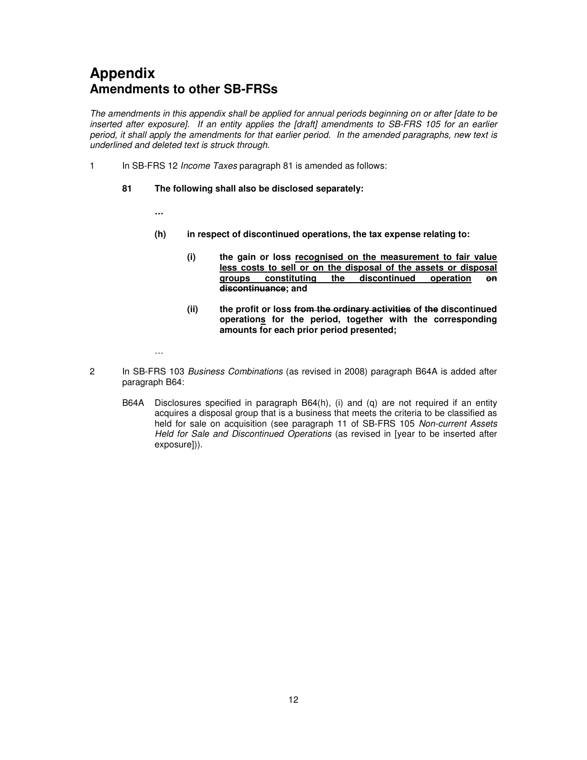# Appendix
## Amendments to other SB-FRSs

*The amendments in this appendix shall be applied for annual periods beginning on or after [date to be inserted after exposure]. If an entity applies the [draft] amendments to SB-FRS 105 for an earlier period, it shall apply the amendments for that earlier period. In the amended paragraphs, new text is underlined and deleted text is struck through.*

1 In SB-FRS 12 *Income Taxes* paragraph 81 is amended as follows:

**81 The following shall also be disclosed separately:**

**…**

**(h) in respect of discontinued operations, the tax expense relating to:**

**(i) the gain or loss <u>recognised on the measurement to fair value less costs to sell or on the disposal of the assets or disposal groups constituting the discontinued operation</u> ~~on discontinuance~~; and**

**(ii) the profit or loss ~~from the ordinary activities~~ of ~~the~~ discontinued operation<u>s</u> for the period, together with the corresponding amounts for each prior period presented;**

…

2 In SB-FRS 103 *Business Combinations* (as revised in 2008) paragraph B64A is added after paragraph B64:

B64A Disclosures specified in paragraph B64(h), (i) and (q) are not required if an entity acquires a disposal group that is a business that meets the criteria to be classified as held for sale on acquisition (see paragraph 11 of SB-FRS 105 *Non-current Assets Held for Sale and Discontinued Operations* (as revised in [year to be inserted after exposure])).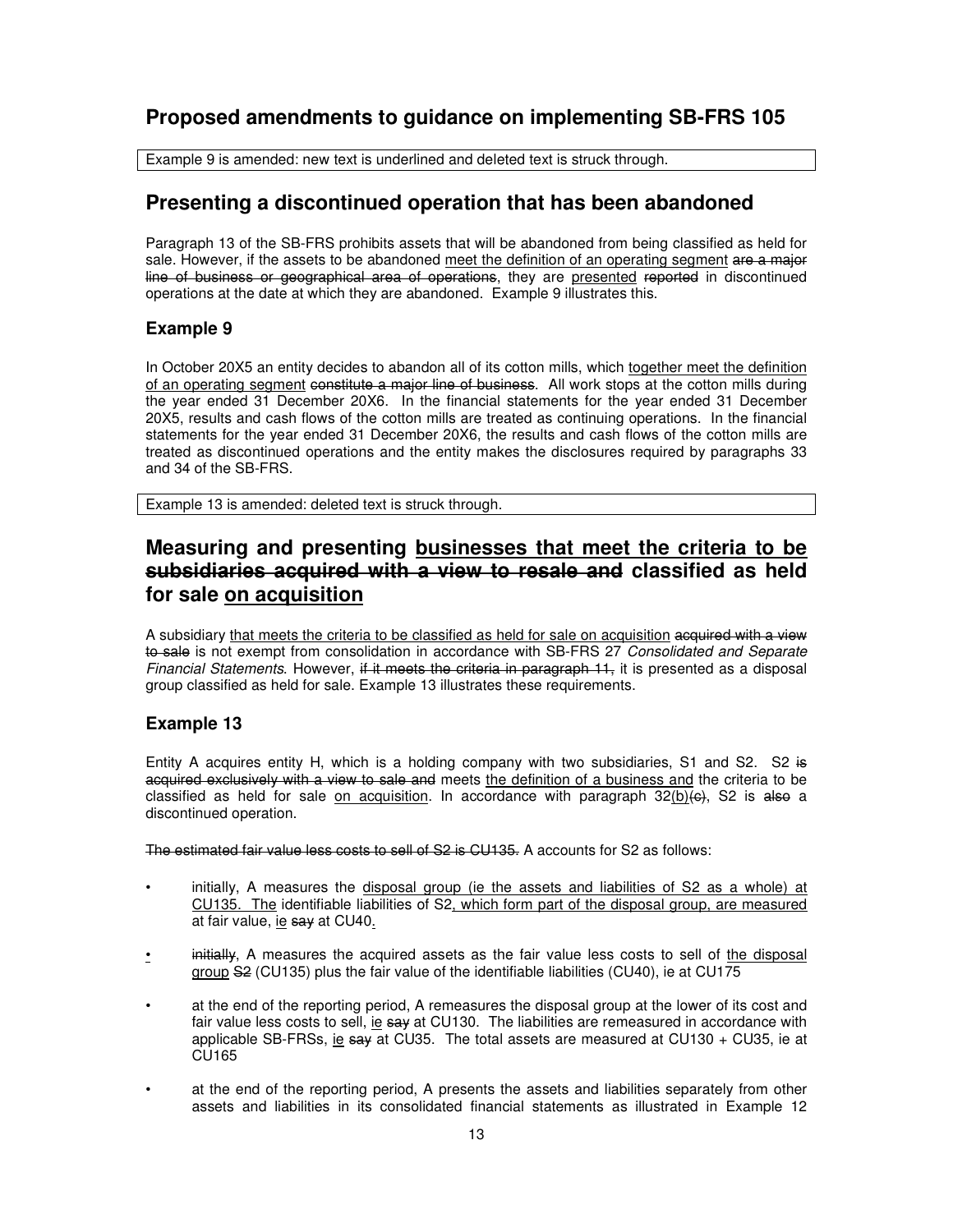## Proposed amendments to guidance on implementing SB-FRS 105

Example 9 is amended: new text is underlined and deleted text is struck through.

## Presenting a discontinued operation that has been abandoned

Paragraph 13 of the SB-FRS prohibits assets that will be abandoned from being classified as held for sale. However, if the assets to be abandoned <u>meet the definition of an operating segment</u> ~~are a major line of business or geographical area of operations~~, they are <u>presented</u> ~~reported~~ in discontinued operations at the date at which they are abandoned. Example 9 illustrates this.

### Example 9

In October 20X5 an entity decides to abandon all of its cotton mills, which <u>together meet the definition of an operating segment</u> ~~constitute a major line of business~~. All work stops at the cotton mills during the year ended 31 December 20X6. In the financial statements for the year ended 31 December 20X5, results and cash flows of the cotton mills are treated as continuing operations. In the financial statements for the year ended 31 December 20X6, the results and cash flows of the cotton mills are treated as discontinued operations and the entity makes the disclosures required by paragraphs 33 and 34 of the SB-FRS.

Example 13 is amended: deleted text is struck through.

## Measuring and presenting <u>businesses that meet the criteria to be</u> ~~subsidiaries acquired with a view to resale and~~ classified as held for sale <u>on acquisition</u>

A subsidiary <u>that meets the criteria to be classified as held for sale on acquisition</u> ~~acquired with a view to sale~~ is not exempt from consolidation in accordance with SB-FRS 27 *Consolidated and Separate Financial Statements*. However, ~~if it meets the criteria in paragraph 11,~~ it is presented as a disposal group classified as held for sale. Example 13 illustrates these requirements.

### Example 13

Entity A acquires entity H, which is a holding company with two subsidiaries, S1 and S2. S2 ~~is acquired exclusively with a view to sale and~~ meets <u>the definition of a business and</u> the criteria to be classified as held for sale <u>on acquisition</u>. In accordance with paragraph 32<u>(b)</u>~~(c)~~, S2 is ~~also~~ a discontinued operation.

~~The estimated fair value less costs to sell of S2 is CU135.~~ A accounts for S2 as follows:

- initially, A measures the <u>disposal group (ie the assets and liabilities of S2 as a whole) at CU135. The</u> identifiable liabilities of S2<u>, which form part of the disposal group, are measured</u> at fair value, <u>ie</u> ~~say~~ at CU40<u>.</u>
- ~~initially~~, A measures the acquired assets as the fair value less costs to sell of <u>the disposal group</u> ~~S2~~ (CU135) plus the fair value of the identifiable liabilities (CU40), ie at CU175
- at the end of the reporting period, A remeasures the disposal group at the lower of its cost and fair value less costs to sell, <u>ie</u> ~~say~~ at CU130. The liabilities are remeasured in accordance with applicable SB-FRSs, <u>ie</u> ~~say~~ at CU35. The total assets are measured at CU130 + CU35, ie at CU165
- at the end of the reporting period, A presents the assets and liabilities separately from other assets and liabilities in its consolidated financial statements as illustrated in Example 12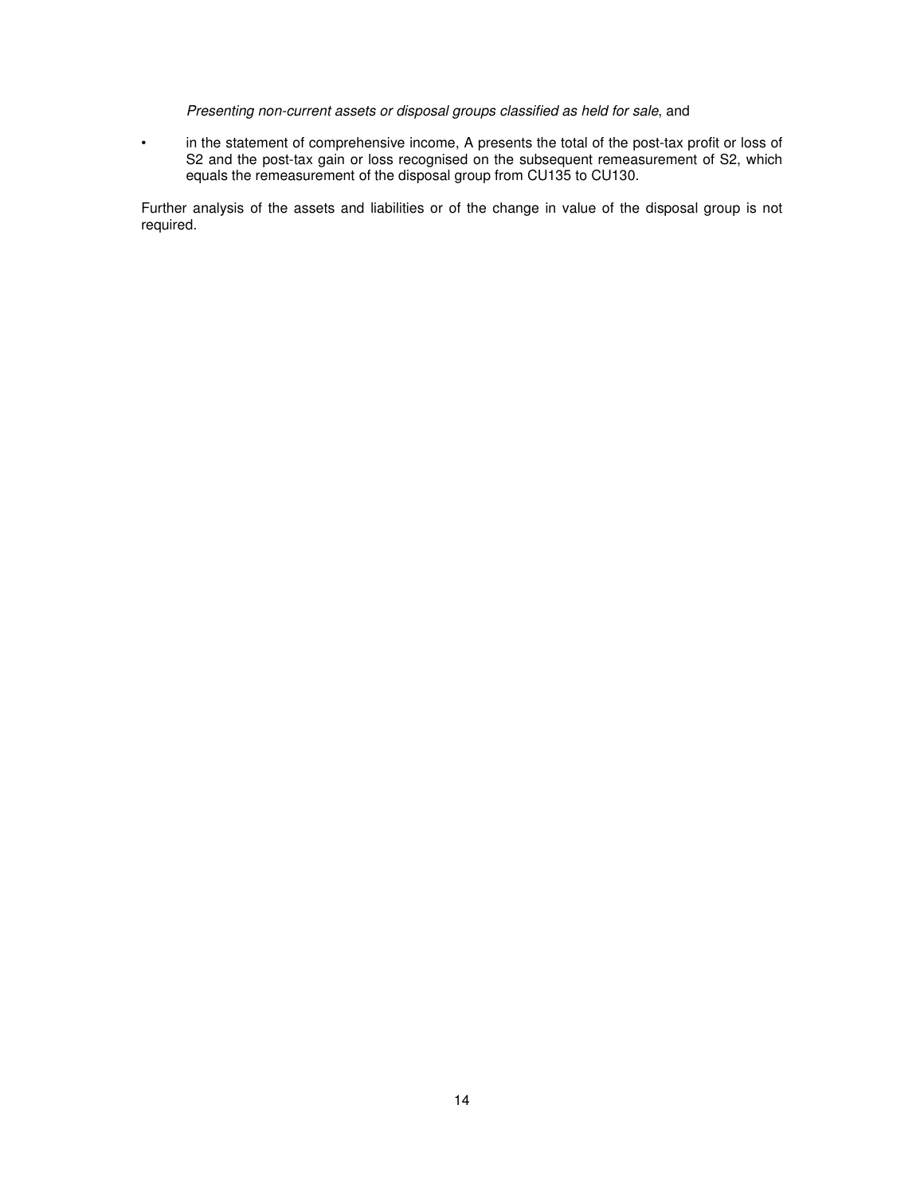*Presenting non-current assets or disposal groups classified as held for sale*, and

- in the statement of comprehensive income, A presents the total of the post-tax profit or loss of S2 and the post-tax gain or loss recognised on the subsequent remeasurement of S2, which equals the remeasurement of the disposal group from CU135 to CU130.

Further analysis of the assets and liabilities or of the change in value of the disposal group is not required.